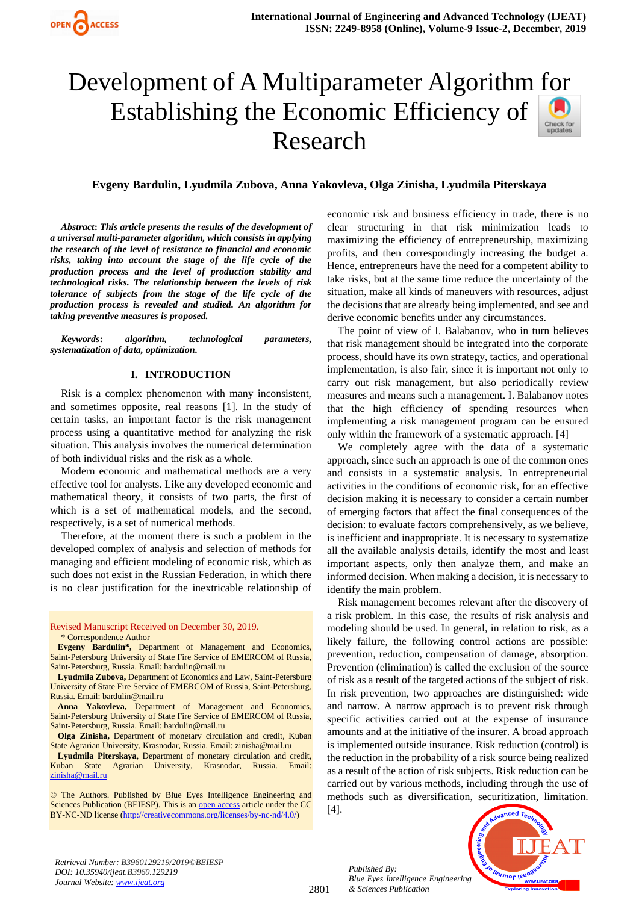# Development of A Multiparameter Algorithm for Establishing the Economic Efficiency of Research

**Evgeny Bardulin, Lyudmila Zubova, Anna Yakovleva, Olga Zinisha, Lyudmila Piterskaya**

***Abstract*: *This article presents the results of the development of a universal multi-parameter algorithm, which consists in applying the research of the level of resistance to financial and economic risks, taking into account the stage of the life cycle of the production process and the level of production stability and technological risks. The relationship between the levels of risk tolerance of subjects from the stage of the life cycle of the production process is revealed and studied. An algorithm for taking preventive measures is proposed.***

***Keywords*: *algorithm, technological parameters, systematization of data, optimization.***

## I. INTRODUCTION

Risk is a complex phenomenon with many inconsistent, and sometimes opposite, real reasons [1]. In the study of certain tasks, an important factor is the risk management process using a quantitative method for analyzing the risk situation. This analysis involves the numerical determination of both individual risks and the risk as a whole.

Modern economic and mathematical methods are a very effective tool for analysts. Like any developed economic and mathematical theory, it consists of two parts, the first of which is a set of mathematical models, and the second, respectively, is a set of numerical methods.

Therefore, at the moment there is such a problem in the developed complex of analysis and selection of methods for managing and efficient modeling of economic risk, which as such does not exist in the Russian Federation, in which there is no clear justification for the inextricable relationship of economic risk and business efficiency in trade, there is no clear structuring in that risk minimization leads to maximizing the efficiency of entrepreneurship, maximizing profits, and then correspondingly increasing the budget a. Hence, entrepreneurs have the need for a competent ability to take risks, but at the same time reduce the uncertainty of the situation, make all kinds of maneuvers with resources, adjust the decisions that are already being implemented, and see and derive economic benefits under any circumstances.

The point of view of I. Balabanov, who in turn believes that risk management should be integrated into the corporate process, should have its own strategy, tactics, and operational implementation, is also fair, since it is important not only to carry out risk management, but also periodically review measures and means such a management. I. Balabanov notes that the high efficiency of spending resources when implementing a risk management program can be ensured only within the framework of a systematic approach. [4]

We completely agree with the data of a systematic approach, since such an approach is one of the common ones and consists in a systematic analysis. In entrepreneurial activities in the conditions of economic risk, for an effective decision making it is necessary to consider a certain number of emerging factors that affect the final consequences of the decision: to evaluate factors comprehensively, as we believe, is inefficient and inappropriate. It is necessary to systematize all the available analysis details, identify the most and least important aspects, only then analyze them, and make an informed decision. When making a decision, it is necessary to identify the main problem.

Risk management becomes relevant after the discovery of a risk problem. In this case, the results of risk analysis and modeling should be used. In general, in relation to risk, as a likely failure, the following control actions are possible: prevention, reduction, compensation of damage, absorption. Prevention (elimination) is called the exclusion of the source of risk as a result of the targeted actions of the subject of risk. In risk prevention, two approaches are distinguished: wide and narrow. A narrow approach is to prevent risk through specific activities carried out at the expense of insurance amounts and at the initiative of the insurer. A broad approach is implemented outside insurance. Risk reduction (control) is the reduction in the probability of a risk source being realized as a result of the action of risk subjects. Risk reduction can be carried out by various methods, including through the use of methods such as diversification, securitization, limitation. [4].

---

Revised Manuscript Received on December 30, 2019.

\* Correspondence Author

**Evgeny Bardulin\***, Department of Management and Economics, Saint-Petersburg University of State Fire Service of EMERCOM of Russia, Saint-Petersburg, Russia. Email: bardulin@mail.ru

**Lyudmila Zubova,** Department of Economics and Law, Saint-Petersburg University of State Fire Service of EMERCOM of Russia, Saint-Petersburg, Russia. Email: bardulin@mail.ru

**Anna Yakovleva,** Department of Management and Economics, Saint-Petersburg University of State Fire Service of EMERCOM of Russia, Saint-Petersburg, Russia. Email: bardulin@mail.ru

**Olga Zinisha,** Department of monetary circulation and credit, Kuban State Agrarian University, Krasnodar, Russia. Email: zinisha@mail.ru

**Lyudmila Piterskaya**, Department of monetary circulation and credit, Kuban State Agrarian University, Krasnodar, Russia. Email: zinisha@mail.ru

© The Authors. Published by Blue Eyes Intelligence Engineering and Sciences Publication (BEIESP). This is an open access article under the CC BY-NC-ND license (http://creativecommons.org/licenses/by-nc-nd/4.0/)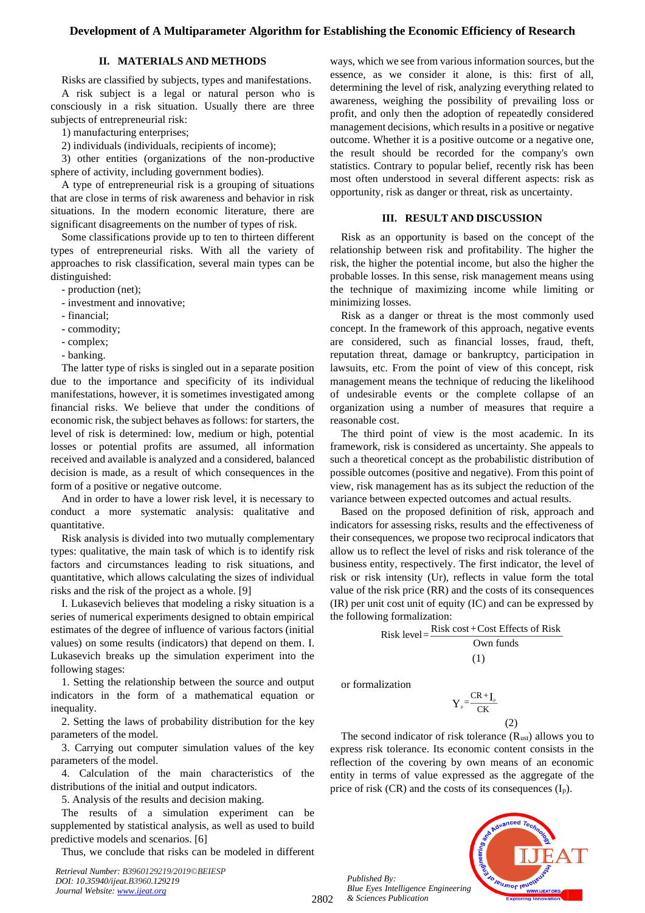## II. MATERIALS AND METHODS

Risks are classified by subjects, types and manifestations.

A risk subject is a legal or natural person who is consciously in a risk situation. Usually there are three subjects of entrepreneurial risk:

1) manufacturing enterprises;

2) individuals (individuals, recipients of income);

3) other entities (organizations of the non-productive sphere of activity, including government bodies).

A type of entrepreneurial risk is a grouping of situations that are close in terms of risk awareness and behavior in risk situations. In the modern economic literature, there are significant disagreements on the number of types of risk.

Some classifications provide up to ten to thirteen different types of entrepreneurial risks. With all the variety of approaches to risk classification, several main types can be distinguished:

- production (net);
- investment and innovative;
- financial;
- commodity;
- complex;
- banking.

The latter type of risks is singled out in a separate position due to the importance and specificity of its individual manifestations, however, it is sometimes investigated among financial risks. We believe that under the conditions of economic risk, the subject behaves as follows: for starters, the level of risk is determined: low, medium or high, potential losses or potential profits are assumed, all information received and available is analyzed and a considered, balanced decision is made, as a result of which consequences in the form of a positive or negative outcome.

And in order to have a lower risk level, it is necessary to conduct a more systematic analysis: qualitative and quantitative.

Risk analysis is divided into two mutually complementary types: qualitative, the main task of which is to identify risk factors and circumstances leading to risk situations, and quantitative, which allows calculating the sizes of individual risks and the risk of the project as a whole. [9]

I. Lukasevich believes that modeling a risky situation is a series of numerical experiments designed to obtain empirical estimates of the degree of influence of various factors (initial values) on some results (indicators) that depend on them. I. Lukasevich breaks up the simulation experiment into the following stages:

1. Setting the relationship between the source and output indicators in the form of a mathematical equation or inequality.

2. Setting the laws of probability distribution for the key parameters of the model.

3. Carrying out computer simulation values of the key parameters of the model.

4. Calculation of the main characteristics of the distributions of the initial and output indicators.

5. Analysis of the results and decision making.

The results of a simulation experiment can be supplemented by statistical analysis, as well as used to build predictive models and scenarios. [6]

Thus, we conclude that risks can be modeled in different ways, which we see from various information sources, but the essence, as we consider it alone, is this: first of all, determining the level of risk, analyzing everything related to awareness, weighing the possibility of prevailing loss or profit, and only then the adoption of repeatedly considered management decisions, which results in a positive or negative outcome. Whether it is a positive outcome or a negative one, the result should be recorded for the company's own statistics. Contrary to popular belief, recently risk has been most often understood in several different aspects: risk as opportunity, risk as danger or threat, risk as uncertainty.

## III. RESULT AND DISCUSSION

Risk as an opportunity is based on the concept of the relationship between risk and profitability. The higher the risk, the higher the potential income, but also the higher the probable losses. In this sense, risk management means using the technique of maximizing income while limiting or minimizing losses.

Risk as a danger or threat is the most commonly used concept. In the framework of this approach, negative events are considered, such as financial losses, fraud, theft, reputation threat, damage or bankruptcy, participation in lawsuits, etc. From the point of view of this concept, risk management means the technique of reducing the likelihood of undesirable events or the complete collapse of an organization using a number of measures that require a reasonable cost.

The third point of view is the most academic. In its framework, risk is considered as uncertainty. She appeals to such a theoretical concept as the probabilistic distribution of possible outcomes (positive and negative). From this point of view, risk management has as its subject the reduction of the variance between expected outcomes and actual results.

Based on the proposed definition of risk, approach and indicators for assessing risks, results and the effectiveness of their consequences, we propose two reciprocal indicators that allow us to reflect the level of risks and risk tolerance of the business entity, respectively. The first indicator, the level of risk or risk intensity (Ur), reflects in value form the total value of the risk price (RR) and the costs of its consequences (IR) per unit cost unit of equity (IC) and can be expressed by the following formalization:

$$\text{Risk level} = \frac{\text{Risk cost} + \text{Cost Effects of Risk}}{\text{Own funds}} \quad (1)$$

or formalization

$$Y_p = \frac{CR + I_p}{CK} \quad (2)$$

The second indicator of risk tolerance ($R_{ust}$) allows you to express risk tolerance. Its economic content consists in the reflection of the covering by own means of an economic entity in terms of value expressed as the aggregate of the price of risk (CR) and the costs of its consequences ($I_p$).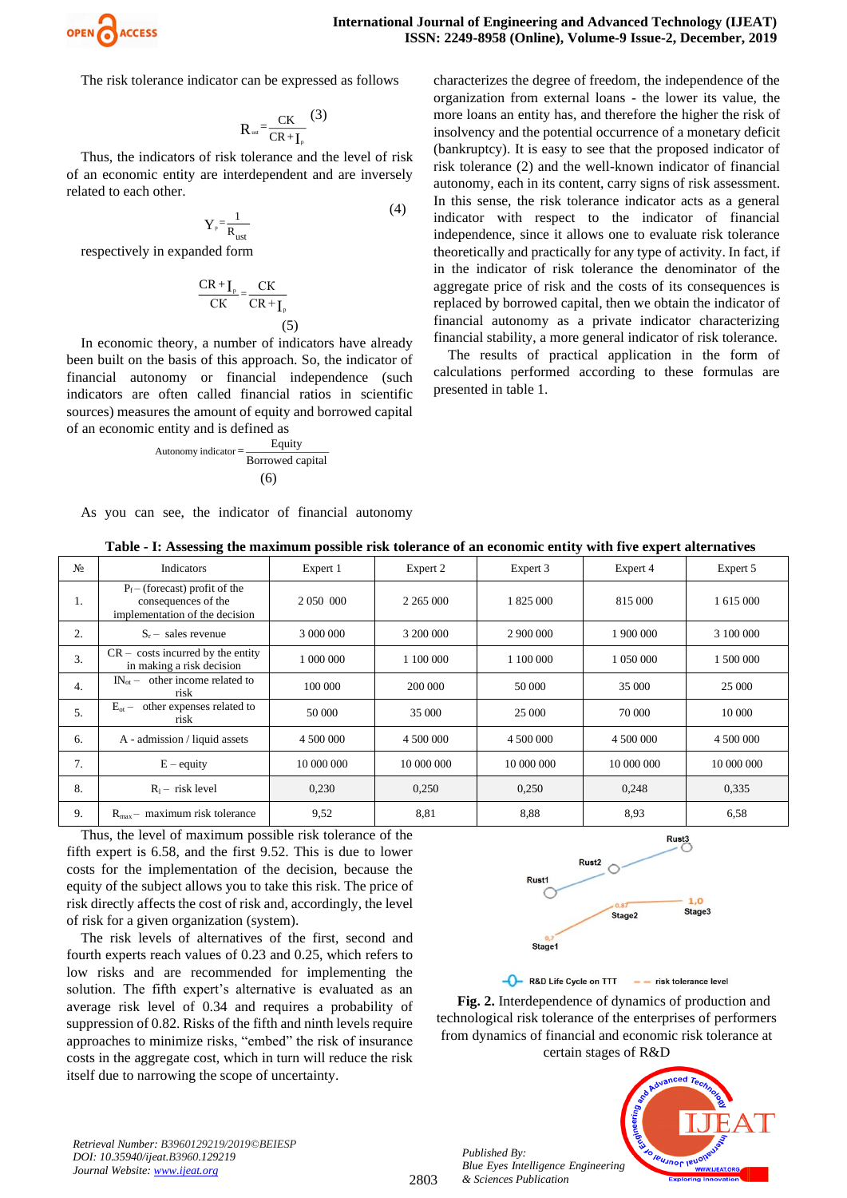The risk tolerance indicator can be expressed as follows

$$R_{ust} = \frac{CK}{CR + I_p} \quad (3)$$

Thus, the indicators of risk tolerance and the level of risk of an economic entity are interdependent and are inversely related to each other.

$$Y_p = \frac{1}{R_{ust}} \quad (4)$$

respectively in expanded form

$$\frac{CR + I_p}{CK} = \frac{CK}{CR + I_p} \quad (5)$$

In economic theory, a number of indicators have already been built on the basis of this approach. So, the indicator of financial autonomy or financial independence (such indicators are often called financial ratios in scientific sources) measures the amount of equity and borrowed capital of an economic entity and is defined as

$$\text{Autonomy indicator} = \frac{\text{Equity}}{\text{Borrowed capital}} \quad (6)$$

As you can see, the indicator of financial autonomy characterizes the degree of freedom, the independence of the organization from external loans - the lower its value, the more loans an entity has, and therefore the higher the risk of insolvency and the potential occurrence of a monetary deficit (bankruptcy). It is easy to see that the proposed indicator of risk tolerance (2) and the well-known indicator of financial autonomy, each in its content, carry signs of risk assessment. In this sense, the risk tolerance indicator acts as a general indicator with respect to the indicator of financial independence, since it allows one to evaluate risk tolerance theoretically and practically for any type of activity. In fact, if in the indicator of risk tolerance the denominator of the aggregate price of risk and the costs of its consequences is replaced by borrowed capital, then we obtain the indicator of financial autonomy as a private indicator characterizing financial stability, a more general indicator of risk tolerance.

The results of practical application in the form of calculations performed according to these formulas are presented in table 1.

**Table - I: Assessing the maximum possible risk tolerance of an economic entity with five expert alternatives**

| № | Indicators | Expert 1 | Expert 2 | Expert 3 | Expert 4 | Expert 5 |
|---|---|---|---|---|---|---|
| 1. | $P_f$ – (forecast) profit of the consequences of the implementation of the decision | 2 050 000 | 2 265 000 | 1 825 000 | 815 000 | 1 615 000 |
| 2. | $S_r$ – sales revenue | 3 000 000 | 3 200 000 | 2 900 000 | 1 900 000 | 3 100 000 |
| 3. | CR – costs incurred by the entity in making a risk decision | 1 000 000 | 1 100 000 | 1 100 000 | 1 050 000 | 1 500 000 |
| 4. | $IN_{ot}$ – other income related to risk | 100 000 | 200 000 | 50 000 | 35 000 | 25 000 |
| 5. | $E_{ot}$ – other expenses related to risk | 50 000 | 35 000 | 25 000 | 70 000 | 10 000 |
| 6. | A - admission / liquid assets | 4 500 000 | 4 500 000 | 4 500 000 | 4 500 000 | 4 500 000 |
| 7. | E – equity | 10 000 000 | 10 000 000 | 10 000 000 | 10 000 000 | 10 000 000 |
| 8. | $R_l$ – risk level | 0,230 | 0,250 | 0,250 | 0,248 | 0,335 |
| 9. | $R_{max}$ – maximum risk tolerance | 9,52 | 8,81 | 8,88 | 8,93 | 6,58 |

Thus, the level of maximum possible risk tolerance of the fifth expert is 6.58, and the first 9.52. This is due to lower costs for the implementation of the decision, because the equity of the subject allows you to take this risk. The price of risk directly affects the cost of risk and, accordingly, the level of risk for a given organization (system).

The risk levels of alternatives of the first, second and fourth experts reach values of 0.23 and 0.25, which refers to low risks and are recommended for implementing the solution. The fifth expert's alternative is evaluated as an average risk level of 0.34 and requires a probability of suppression of 0.82. Risks of the fifth and ninth levels require approaches to minimize risks, "embed" the risk of insurance costs in the aggregate cost, which in turn will reduce the risk itself due to narrowing the scope of uncertainty.

**Fig. 2.** Interdependence of dynamics of production and technological risk tolerance of the enterprises of performers from dynamics of financial and economic risk tolerance at certain stages of R&D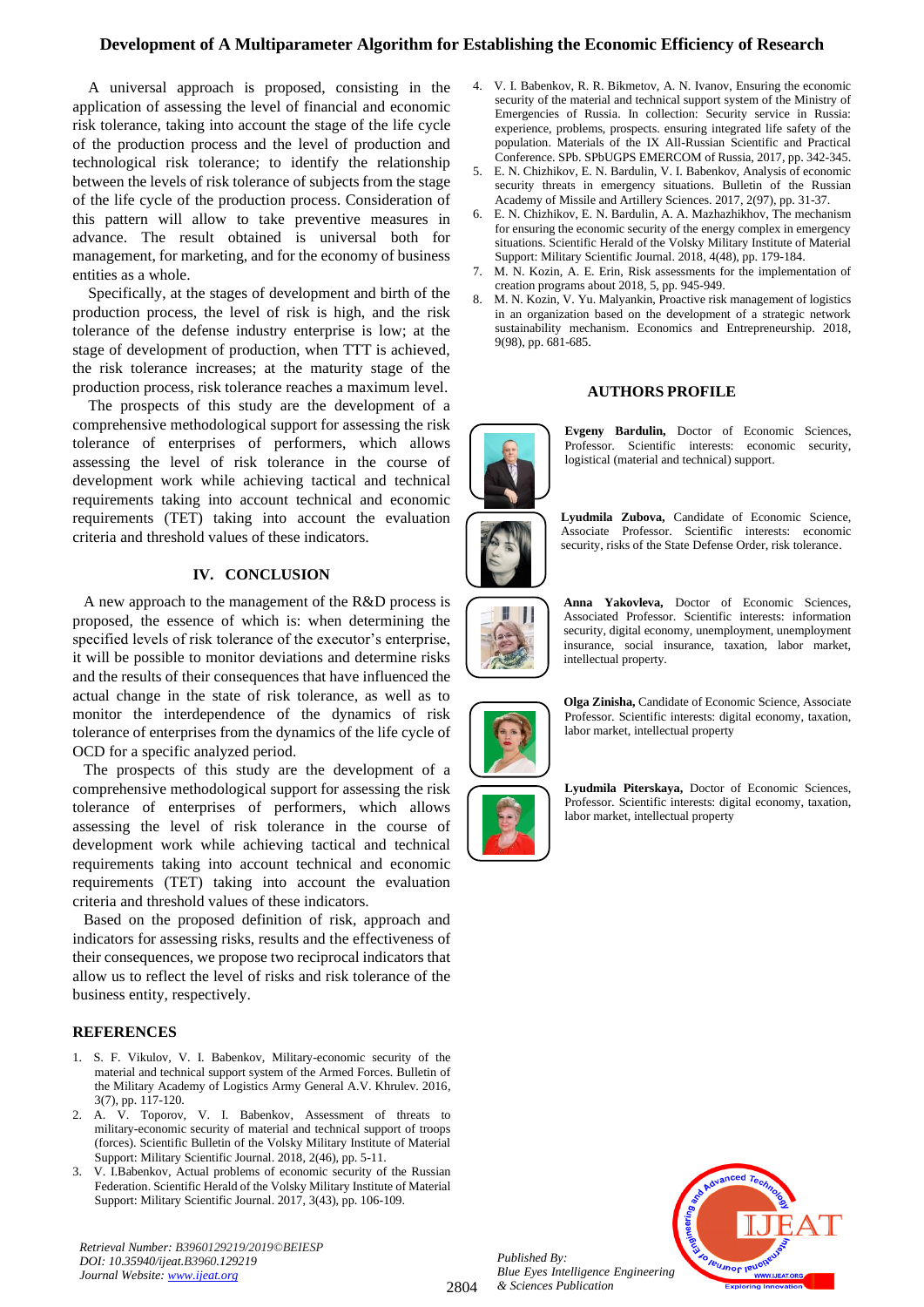A universal approach is proposed, consisting in the application of assessing the level of financial and economic risk tolerance, taking into account the stage of the life cycle of the production process and the level of production and technological risk tolerance; to identify the relationship between the levels of risk tolerance of subjects from the stage of the life cycle of the production process. Consideration of this pattern will allow to take preventive measures in advance. The result obtained is universal both for management, for marketing, and for the economy of business entities as a whole.

Specifically, at the stages of development and birth of the production process, the level of risk is high, and the risk tolerance of the defense industry enterprise is low; at the stage of development of production, when TTT is achieved, the risk tolerance increases; at the maturity stage of the production process, risk tolerance reaches a maximum level.

The prospects of this study are the development of a comprehensive methodological support for assessing the risk tolerance of enterprises of performers, which allows assessing the level of risk tolerance in the course of development work while achieving tactical and technical requirements taking into account technical and economic requirements (TET) taking into account the evaluation criteria and threshold values of these indicators.

## IV. CONCLUSION

A new approach to the management of the R&D process is proposed, the essence of which is: when determining the specified levels of risk tolerance of the executor's enterprise, it will be possible to monitor deviations and determine risks and the results of their consequences that have influenced the actual change in the state of risk tolerance, as well as to monitor the interdependence of the dynamics of risk tolerance of enterprises from the dynamics of the life cycle of OCD for a specific analyzed period.

The prospects of this study are the development of a comprehensive methodological support for assessing the risk tolerance of enterprises of performers, which allows assessing the level of risk tolerance in the course of development work while achieving tactical and technical requirements taking into account technical and economic requirements (TET) taking into account the evaluation criteria and threshold values of these indicators.

Based on the proposed definition of risk, approach and indicators for assessing risks, results and the effectiveness of their consequences, we propose two reciprocal indicators that allow us to reflect the level of risks and risk tolerance of the business entity, respectively.

## REFERENCES

1. S. F. Vikulov, V. I. Babenkov, Military-economic security of the material and technical support system of the Armed Forces. Bulletin of the Military Academy of Logistics Army General A.V. Khrulev. 2016, 3(7), pp. 117-120.
2. A. V. Toporov, V. I. Babenkov, Assessment of threats to military-economic security of material and technical support of troops (forces). Scientific Bulletin of the Volsky Military Institute of Material Support: Military Scientific Journal. 2018, 2(46), pp. 5-11.
3. V. I.Babenkov, Actual problems of economic security of the Russian Federation. Scientific Herald of the Volsky Military Institute of Material Support: Military Scientific Journal. 2017, 3(43), pp. 106-109.
4. V. I. Babenkov, R. R. Bikmetov, A. N. Ivanov, Ensuring the economic security of the material and technical support system of the Ministry of Emergencies of Russia. In collection: Security service in Russia: experience, problems, prospects. ensuring integrated life safety of the population. Materials of the IX All-Russian Scientific and Practical Conference. SPb. SPbUGPS EMERCOM of Russia, 2017, pp. 342-345.
5. E. N. Chizhikov, E. N. Bardulin, V. I. Babenkov, Analysis of economic security threats in emergency situations. Bulletin of the Russian Academy of Missile and Artillery Sciences. 2017, 2(97), pp. 31-37.
6. E. N. Chizhikov, E. N. Bardulin, A. A. Mazhazhikhov, The mechanism for ensuring the economic security of the energy complex in emergency situations. Scientific Herald of the Volsky Military Institute of Material Support: Military Scientific Journal. 2018, 4(48), pp. 179-184.
7. M. N. Kozin, A. E. Erin, Risk assessments for the implementation of creation programs about 2018, 5, pp. 945-949.
8. M. N. Kozin, V. Yu. Malyankin, Proactive risk management of logistics in an organization based on the development of a strategic network sustainability mechanism. Economics and Entrepreneurship. 2018, 9(98), pp. 681-685.

## AUTHORS PROFILE

**Evgeny Bardulin,** Doctor of Economic Sciences, Professor. Scientific interests: economic security, logistical (material and technical) support.

**Lyudmila Zubova,** Candidate of Economic Science, Associate Professor. Scientific interests: economic security, risks of the State Defense Order, risk tolerance.

**Anna Yakovleva,** Doctor of Economic Sciences, Associated Professor. Scientific interests: information security, digital economy, unemployment, unemployment insurance, social insurance, taxation, labor market, intellectual property.

**Olga Zinisha,** Candidate of Economic Science, Associate Professor. Scientific interests: digital economy, taxation, labor market, intellectual property

**Lyudmila Piterskaya,** Doctor of Economic Sciences, Professor. Scientific interests: digital economy, taxation, labor market, intellectual property